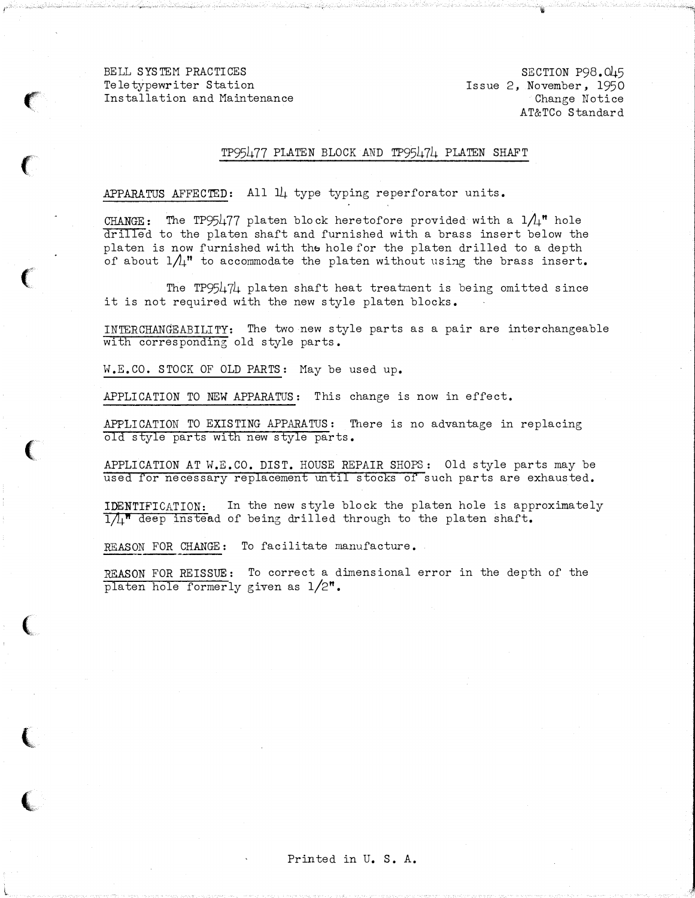BELL SYSTEM PRACTICES
Teletypewriter Station
Installation and Maintenance

SECTION P98.045
Issue 2, November, 1950
Change Notice
AT&TCo Standard

## TP95477 PLATEN BLOCK AND TP95474 PLATEN SHAFT

APPARATUS AFFECTED: All 14 type typing reperforator units.

CHANGE: The TP95477 platen block heretofore provided with a 1/4" hole drilled to the platen shaft and furnished with a brass insert below the platen is now furnished with the hole for the platen drilled to a depth of about 1/4" to accommodate the platen without using the brass insert.

The TP95474 platen shaft heat treatment is being omitted since it is not required with the new style platen blocks.

INTERCHANGEABILITY: The two new style parts as a pair are interchangeable with corresponding old style parts.

W.E.CO. STOCK OF OLD PARTS: May be used up.

APPLICATION TO NEW APPARATUS: This change is now in effect.

APPLICATION TO EXISTING APPARATUS: There is no advantage in replacing old style parts with new style parts.

APPLICATION AT W.E.CO. DIST. HOUSE REPAIR SHOPS: Old style parts may be used for necessary replacement until stocks of such parts are exhausted.

IDENTIFICATION: In the new style block the platen hole is approximately 1/4" deep instead of being drilled through to the platen shaft.

REASON FOR CHANGE: To facilitate manufacture.

REASON FOR REISSUE: To correct a dimensional error in the depth of the platen hole formerly given as 1/2".

Printed in U. S. A.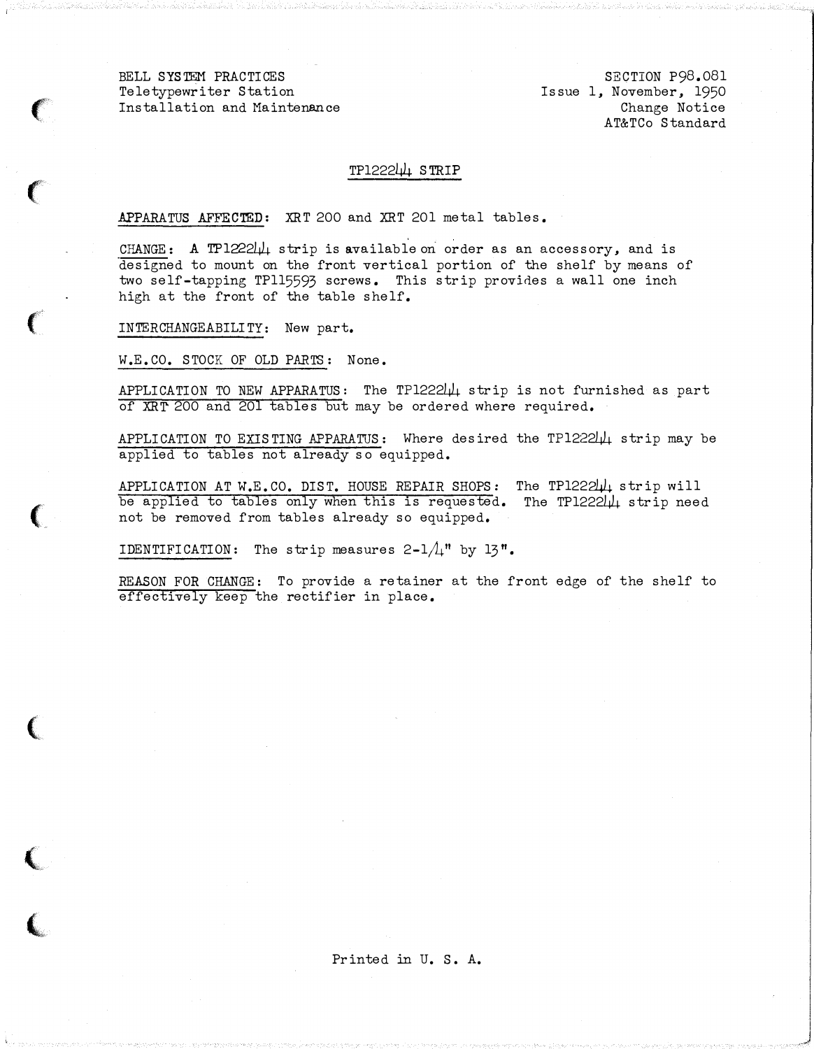BELL SYSTEM PRACTICES
Teletypewriter Station
Installation and Maintenance

SECTION P98.081
Issue 1, November, 1950
Change Notice
AT&TCo Standard

## TP122244 STRIP

<u>APPARATUS AFFECTED</u>: XRT 200 and XRT 201 metal tables.

<u>CHANGE</u>: A TP122244 strip is available on order as an accessory, and is designed to mount on the front vertical portion of the shelf by means of two self-tapping TP115593 screws. This strip provides a wall one inch high at the front of the table shelf.

<u>INTERCHANGEABILITY</u>: New part.

<u>W.E.CO. STOCK OF OLD PARTS</u>: None.

<u>APPLICATION TO NEW APPARATUS</u>: The TP122244 strip is not furnished as part of XRT 200 and 201 tables but may be ordered where required.

<u>APPLICATION TO EXISTING APPARATUS</u>: Where desired the TP122244 strip may be applied to tables not already so equipped.

<u>APPLICATION AT W.E.CO. DIST. HOUSE REPAIR SHOPS</u>: The TP122244 strip will be applied to tables only when this is requested. The TP122244 strip need not be removed from tables already so equipped.

<u>IDENTIFICATION</u>: The strip measures 2-1/4" by 13".

<u>REASON FOR CHANGE</u>: To provide a retainer at the front edge of the shelf to effectively keep the rectifier in place.

Printed in U. S. A.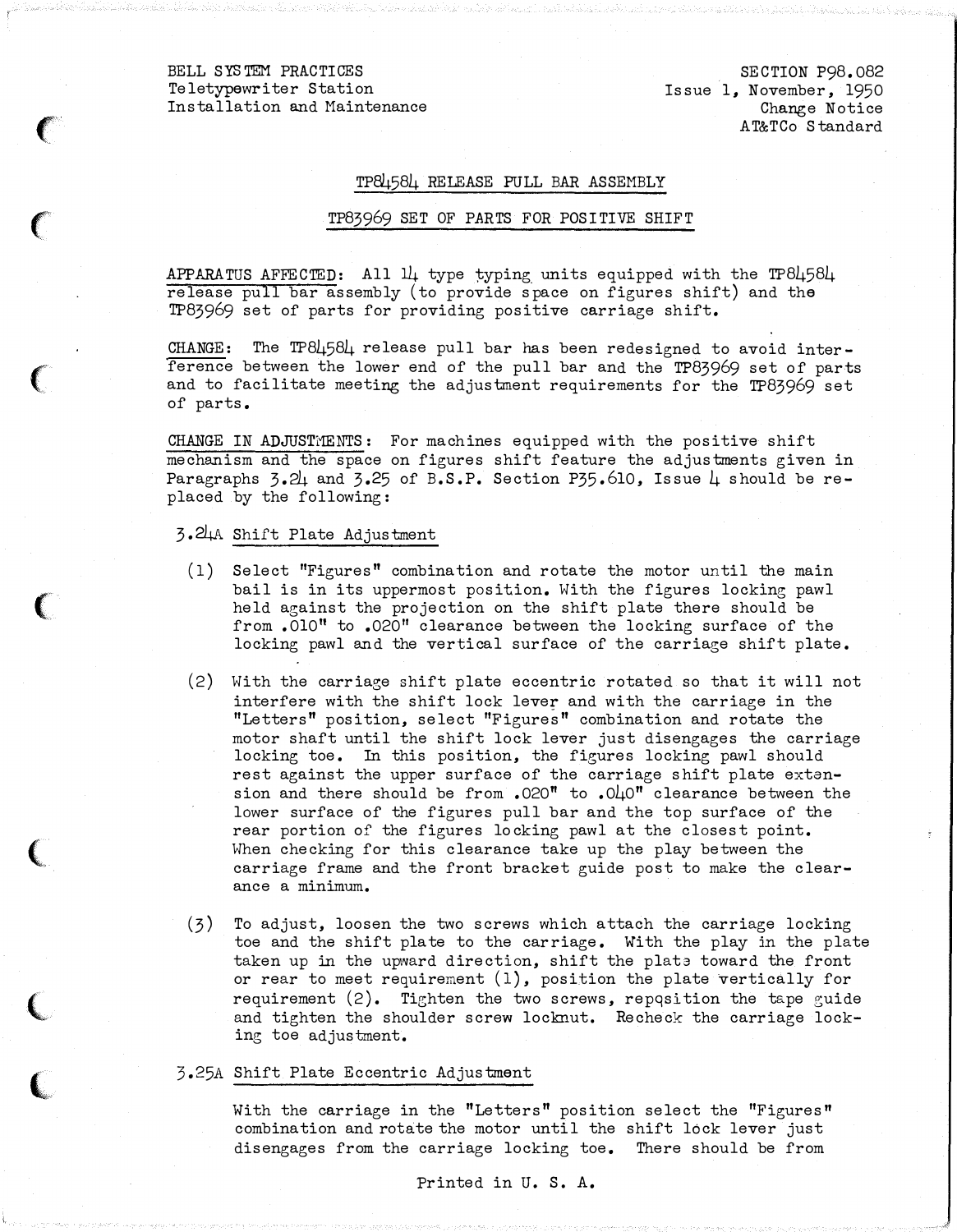BELL SYSTEM PRACTICES
Teletypewriter Station
Installation and Maintenance

SECTION P98.082
Issue 1, November, 1950
Change Notice
AT&TCo Standard

## TP84584 RELEASE PULL BAR ASSEMBLY

## TP83969 SET OF PARTS FOR POSITIVE SHIFT

APPARATUS AFFECTED: All 14 type typing units equipped with the TP84584 release pull bar assembly (to provide space on figures shift) and the TP83969 set of parts for providing positive carriage shift.

CHANGE: The TP84584 release pull bar has been redesigned to avoid interference between the lower end of the pull bar and the TP83969 set of parts and to facilitate meeting the adjustment requirements for the TP83969 set of parts.

CHANGE IN ADJUSTMENTS: For machines equipped with the positive shift mechanism and the space on figures shift feature the adjustments given in Paragraphs 3.24 and 3.25 of B.S.P. Section P35.610, Issue 4 should be replaced by the following:

3.24A Shift Plate Adjustment

(1) Select "Figures" combination and rotate the motor until the main bail is in its uppermost position. With the figures locking pawl held against the projection on the shift plate there should be from .010" to .020" clearance between the locking surface of the locking pawl and the vertical surface of the carriage shift plate.

(2) With the carriage shift plate eccentric rotated so that it will not interfere with the shift lock lever and with the carriage in the "Letters" position, select "Figures" combination and rotate the motor shaft until the shift lock lever just disengages the carriage locking toe. In this position, the figures locking pawl should rest against the upper surface of the carriage shift plate extension and there should be from .020" to .040" clearance between the lower surface of the figures pull bar and the top surface of the rear portion of the figures locking pawl at the closest point. When checking for this clearance take up the play between the carriage frame and the front bracket guide post to make the clearance a minimum.

(3) To adjust, loosen the two screws which attach the carriage locking toe and the shift plate to the carriage. With the play in the plate taken up in the upward direction, shift the plate toward the front or rear to meet requirement (1), position the plate vertically for requirement (2). Tighten the two screws, reposition the tape guide and tighten the shoulder screw locknut. Recheck the carriage locking toe adjustment.

3.25A Shift Plate Eccentric Adjustment

With the carriage in the "Letters" position select the "Figures" combination and rotate the motor until the shift lock lever just disengages from the carriage locking toe. There should be from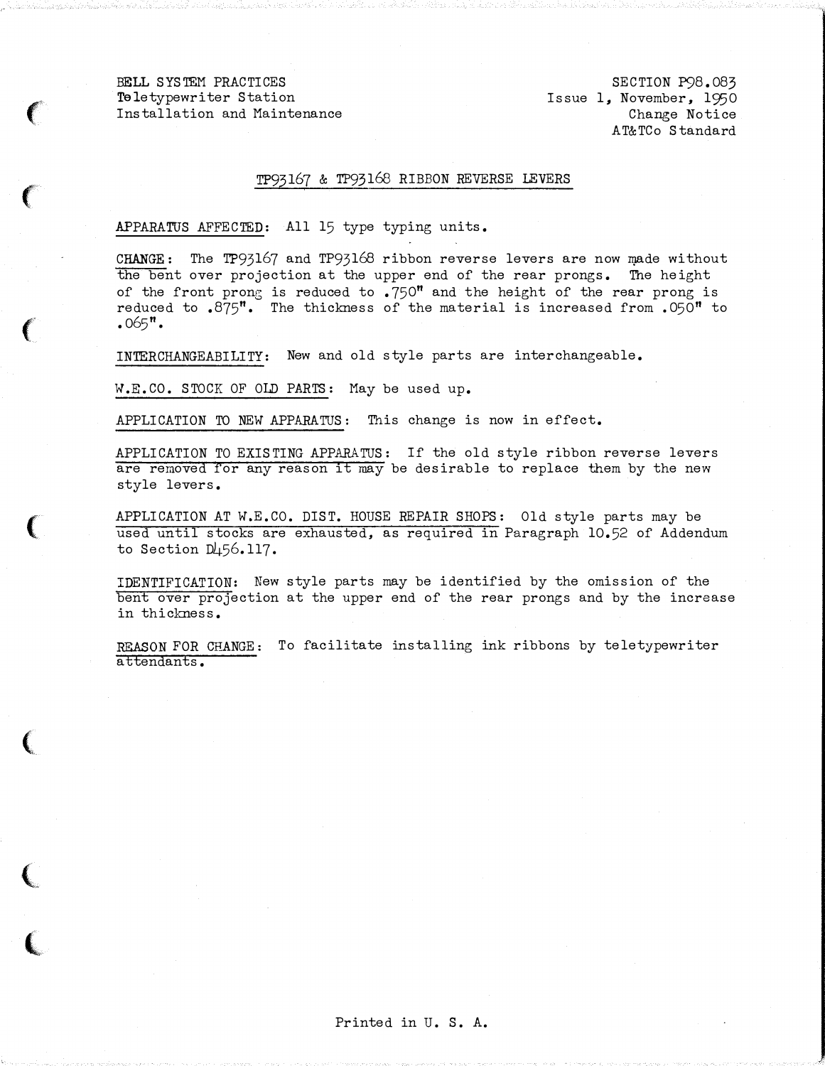BELL SYSTEM PRACTICES
Teletypewriter Station
Installation and Maintenance

SECTION P98.083
Issue 1, November, 1950
Change Notice
AT&TCo Standard

## TP93167 & TP93168 RIBBON REVERSE LEVERS

APPARATUS AFFECTED: All 15 type typing units.

CHANGE: The TP93167 and TP93168 ribbon reverse levers are now made without the bent over projection at the upper end of the rear prongs. The height of the front prong is reduced to .750" and the height of the rear prong is reduced to .875". The thickness of the material is increased from .050" to .065".

INTERCHANGEABILITY: New and old style parts are interchangeable.

W.E.CO. STOCK OF OLD PARTS: May be used up.

APPLICATION TO NEW APPARATUS: This change is now in effect.

APPLICATION TO EXISTING APPARATUS: If the old style ribbon reverse levers are removed for any reason it may be desirable to replace them by the new style levers.

APPLICATION AT W.E.CO. DIST. HOUSE REPAIR SHOPS: Old style parts may be used until stocks are exhausted, as required in Paragraph 10.52 of Addendum to Section D456.117.

IDENTIFICATION: New style parts may be identified by the omission of the bent over projection at the upper end of the rear prongs and by the increase in thickness.

REASON FOR CHANGE: To facilitate installing ink ribbons by teletypewriter attendants.

Printed in U. S. A.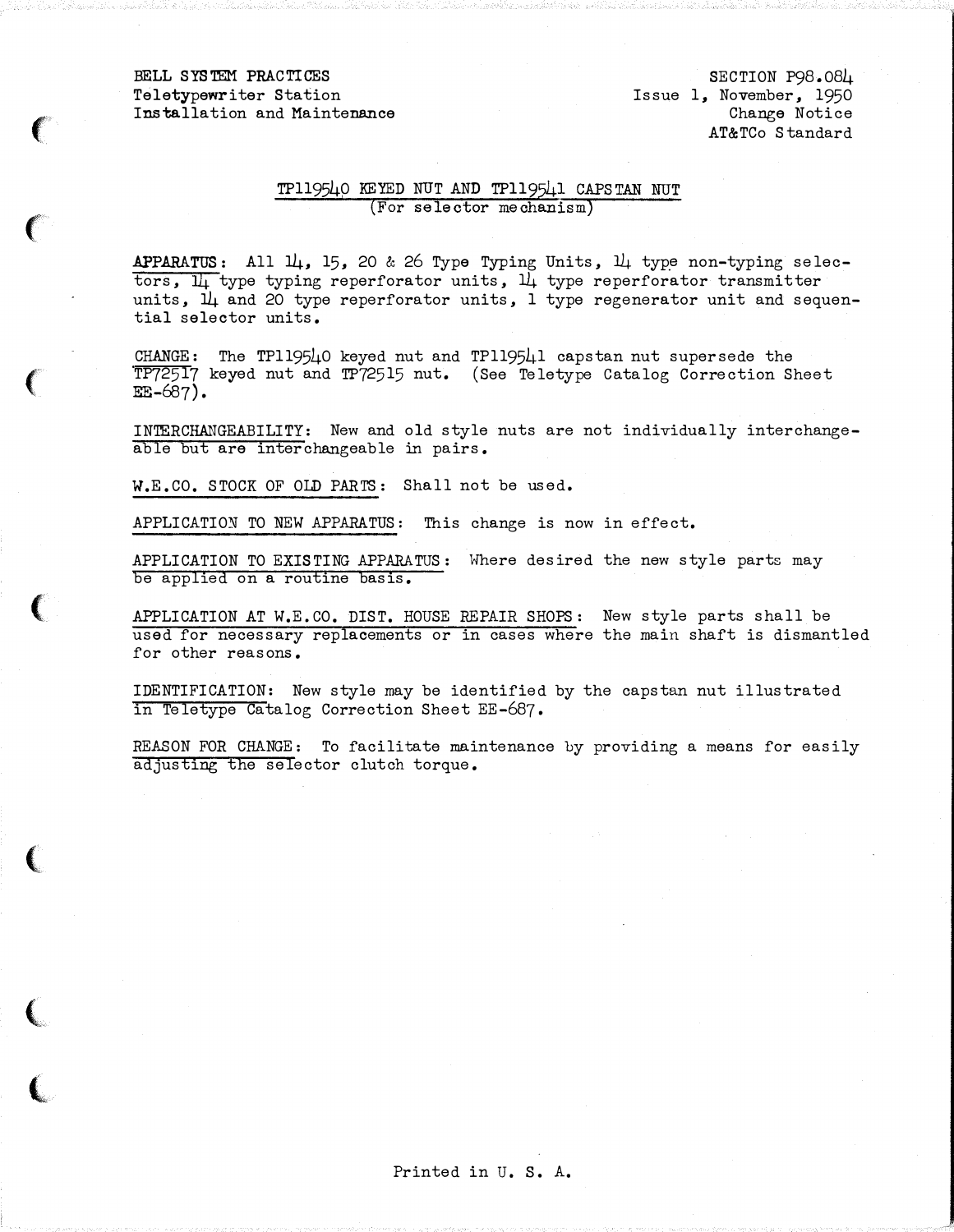BELL SYSTEM PRACTICES
Teletypewriter Station
Installation and Maintenance

SECTION P98.084
Issue 1, November, 1950
Change Notice
AT&TCo Standard

## TP119540 KEYED NUT AND TP119541 CAPSTAN NUT
(For selector mechanism)

APPARATUS: All 14, 15, 20 & 26 Type Typing Units, 14 type non-typing selectors, 14 type typing reperforator units, 14 type reperforator transmitter units, 14 and 20 type reperforator units, 1 type regenerator unit and sequential selector units.

CHANGE: The TP119540 keyed nut and TP119541 capstan nut supersede the TP72517 keyed nut and TP72515 nut. (See Teletype Catalog Correction Sheet EE-687).

INTERCHANGEABILITY: New and old style nuts are not individually interchangeable but are interchangeable in pairs.

W.E.CO. STOCK OF OLD PARTS: Shall not be used.

APPLICATION TO NEW APPARATUS: This change is now in effect.

APPLICATION TO EXISTING APPARATUS: Where desired the new style parts may be applied on a routine basis.

APPLICATION AT W.E.CO. DIST. HOUSE REPAIR SHOPS: New style parts shall be used for necessary replacements or in cases where the main shaft is dismantled for other reasons.

IDENTIFICATION: New style may be identified by the capstan nut illustrated in Teletype Catalog Correction Sheet EE-687.

REASON FOR CHANGE: To facilitate maintenance by providing a means for easily adjusting the selector clutch torque.

Printed in U. S. A.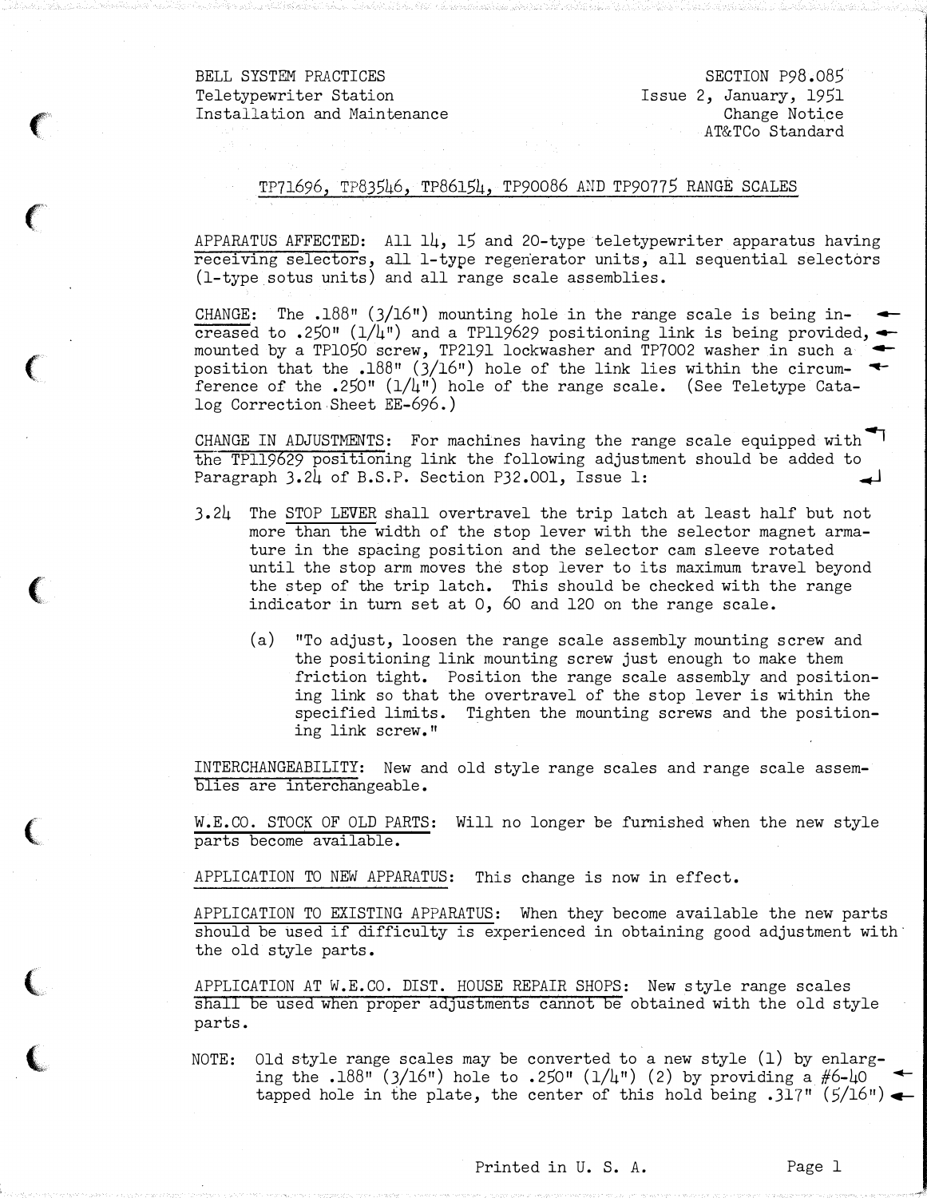BELL SYSTEM PRACTICES
Teletypewriter Station
Installation and Maintenance

SECTION P98.085
Issue 2, January, 1951
Change Notice
AT&TCo Standard

## TP71696, TP83546, TP86154, TP90086 AND TP90775 RANGE SCALES

APPARATUS AFFECTED: All 14, 15 and 20-type teletypewriter apparatus having receiving selectors, all 1-type regenerator units, all sequential selectors (1-type sotus units) and all range scale assemblies.

CHANGE: The .188" (3/16") mounting hole in the range scale is being increased to .250" (1/4") and a TP119629 positioning link is being provided, mounted by a TP1050 screw, TP2191 lockwasher and TP7002 washer in such a position that the .188" (3/16") hole of the link lies within the circumference of the .250" (1/4") hole of the range scale. (See Teletype Catalog Correction Sheet EE-696.)

CHANGE IN ADJUSTMENTS: For machines having the range scale equipped with the TP119629 positioning link the following adjustment should be added to Paragraph 3.24 of B.S.P. Section P32.001, Issue 1:

3.24 The STOP LEVER shall overtravel the trip latch at least half but not more than the width of the stop lever with the selector magnet armature in the spacing position and the selector cam sleeve rotated until the stop arm moves the stop lever to its maximum travel beyond the step of the trip latch. This should be checked with the range indicator in turn set at 0, 60 and 120 on the range scale.

   (a) "To adjust, loosen the range scale assembly mounting screw and the positioning link mounting screw just enough to make them friction tight. Position the range scale assembly and positioning link so that the overtravel of the stop lever is within the specified limits. Tighten the mounting screws and the positioning link screw."

INTERCHANGEABILITY: New and old style range scales and range scale assemblies are interchangeable.

W.E.CO. STOCK OF OLD PARTS: Will no longer be furnished when the new style parts become available.

APPLICATION TO NEW APPARATUS: This change is now in effect.

APPLICATION TO EXISTING APPARATUS: When they become available the new parts should be used if difficulty is experienced in obtaining good adjustment with the old style parts.

APPLICATION AT W.E.CO. DIST. HOUSE REPAIR SHOPS: New style range scales shall be used when proper adjustments cannot be obtained with the old style parts.

NOTE: Old style range scales may be converted to a new style (1) by enlarging the .188" (3/16") hole to .250" (1/4") (2) by providing a #6-40 tapped hole in the plate, the center of this hold being .317" (5/16")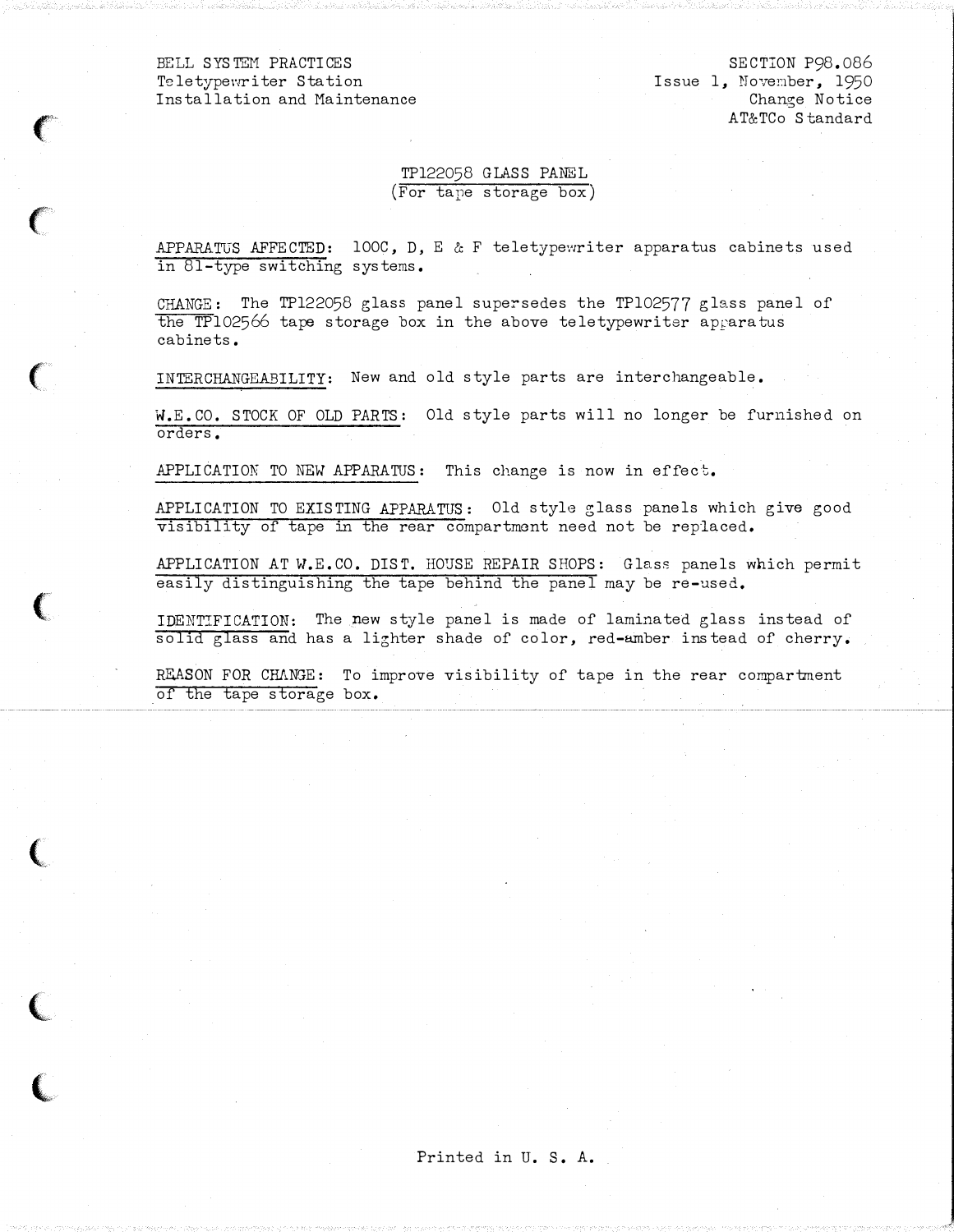BELL SYSTEM PRACTICES
Teletypewriter Station
Installation and Maintenance

SECTION P98.086
Issue 1, November, 1950
Change Notice
AT&TCo Standard

## TP122058 GLASS PANEL
(For tape storage box)

APPRATUS AFFECTED: 100C, D, E & F teletypewriter apparatus cabinets used in 81-type switching systems.

CHANGE: The TP122058 glass panel supersedes the TP102577 glass panel of the TP102566 tape storage box in the above teletypewriter apparatus cabinets.

INTERCHANGEABILITY: New and old style parts are interchangeable.

W.E.CO. STOCK OF OLD PARTS: Old style parts will no longer be furnished on orders.

APPLICATION TO NEW APPARATUS: This change is now in effect.

APPLICATION TO EXISTING APPARATUS: Old style glass panels which give good visibility of tape in the rear compartment need not be replaced.

APPLICATION AT W.E.CO. DIST. HOUSE REPAIR SHOPS: Glass panels which permit easily distinguishing the tape behind the panel may be re-used.

IDENTIFICATION: The new style panel is made of laminated glass instead of solid glass and has a lighter shade of color, red-amber instead of cherry.

REASON FOR CHANGE: To improve visibility of tape in the rear compartment of the tape storage box.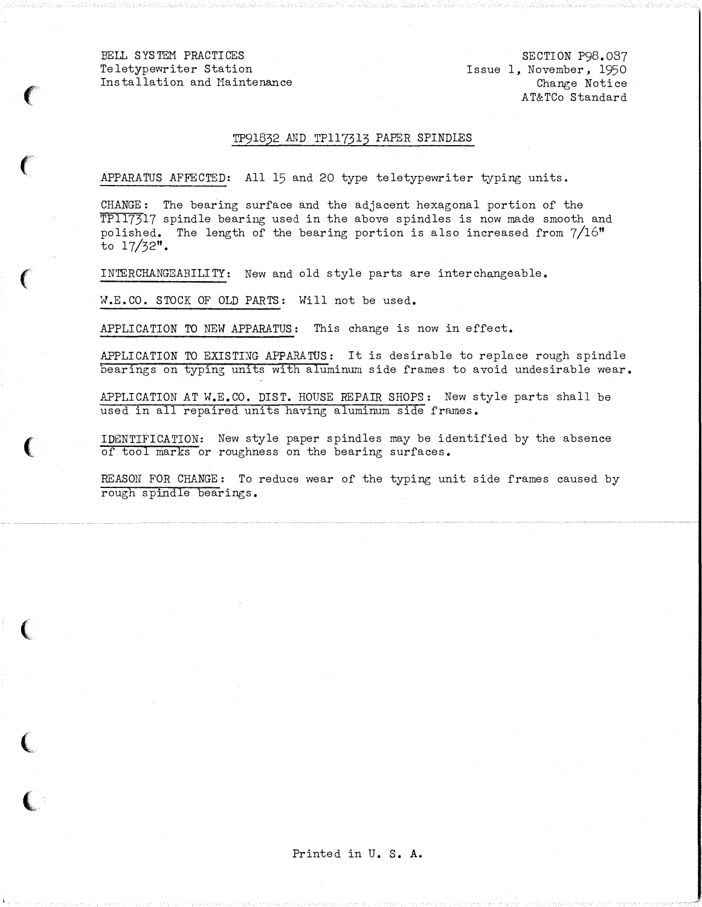BELL SYSTEM PRACTICES
Teletypewriter Station
Installation and Maintenance

SECTION P98.037
Issue 1, November, 1950
Change Notice
AT&TCo Standard

## TP91832 AND TP117313 PAPER SPINDLES

APPARATUS AFFECTED: All 15 and 20 type teletypewriter typing units.

CHANGE: The bearing surface and the adjacent hexagonal portion of the TP117317 spindle bearing used in the above spindles is now made smooth and polished. The length of the bearing portion is also increased from 7/16" to 17/32".

INTERCHANGEABILITY: New and old style parts are interchangeable.

W.E.CO. STOCK OF OLD PARTS: Will not be used.

APPLICATION TO NEW APPARATUS: This change is now in effect.

APPLICATION TO EXISTING APPARATUS: It is desirable to replace rough spindle bearings on typing units with aluminum side frames to avoid undesirable wear.

APPLICATION AT W.E.CO. DIST. HOUSE REPAIR SHOPS: New style parts shall be used in all repaired units having aluminum side frames.

IDENTIFICATION: New style paper spindles may be identified by the absence of tool marks or roughness on the bearing surfaces.

REASON FOR CHANGE: To reduce wear of the typing unit side frames caused by rough spindle bearings.

Printed in U. S. A.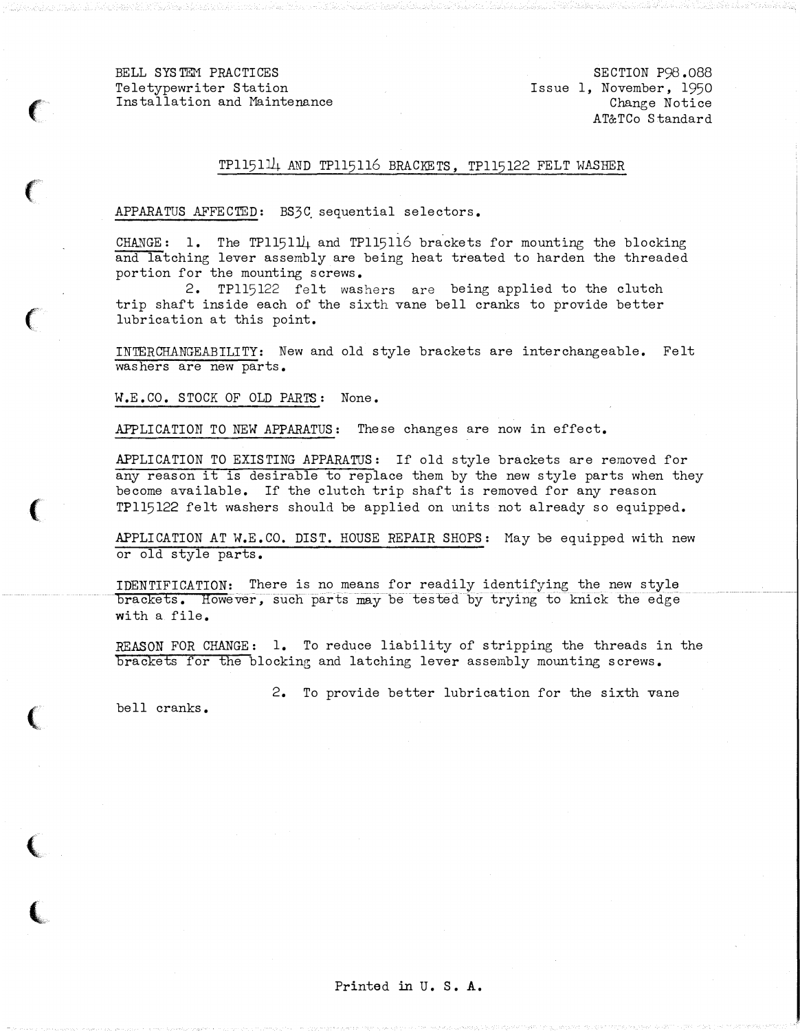BELL SYSTEM PRACTICES
Teletypewriter Station
Installation and Maintenance

SECTION P98.088
Issue 1, November, 1950
Change Notice
AT&TCo Standard

## TP115114 AND TP115116 BRACKETS, TP115122 FELT WASHER

APPARATUS AFFECTED: BS3C sequential selectors.

CHANGE: 1. The TP115114 and TP115116 brackets for mounting the blocking and latching lever assembly are being heat treated to harden the threaded portion for the mounting screws.

2. TP115122 felt washers are being applied to the clutch trip shaft inside each of the sixth vane bell cranks to provide better lubrication at this point.

INTERCHANGEABILITY: New and old style brackets are interchangeable. Felt washers are new parts.

W.E.CO. STOCK OF OLD PARTS: None.

APPLICATION TO NEW APPARATUS: These changes are now in effect.

APPLICATION TO EXISTING APPARATUS: If old style brackets are removed for any reason it is desirable to replace them by the new style parts when they become available. If the clutch trip shaft is removed for any reason TP115122 felt washers should be applied on units not already so equipped.

APPLICATION AT W.E.CO. DIST. HOUSE REPAIR SHOPS: May be equipped with new or old style parts.

IDENTIFICATION: There is no means for readily identifying the new style brackets. However, such parts may be tested by trying to knick the edge with a file.

REASON FOR CHANGE: 1. To reduce liability of stripping the threads in the brackets for the blocking and latching lever assembly mounting screws.

2. To provide better lubrication for the sixth vane bell cranks.

Printed in U. S. A.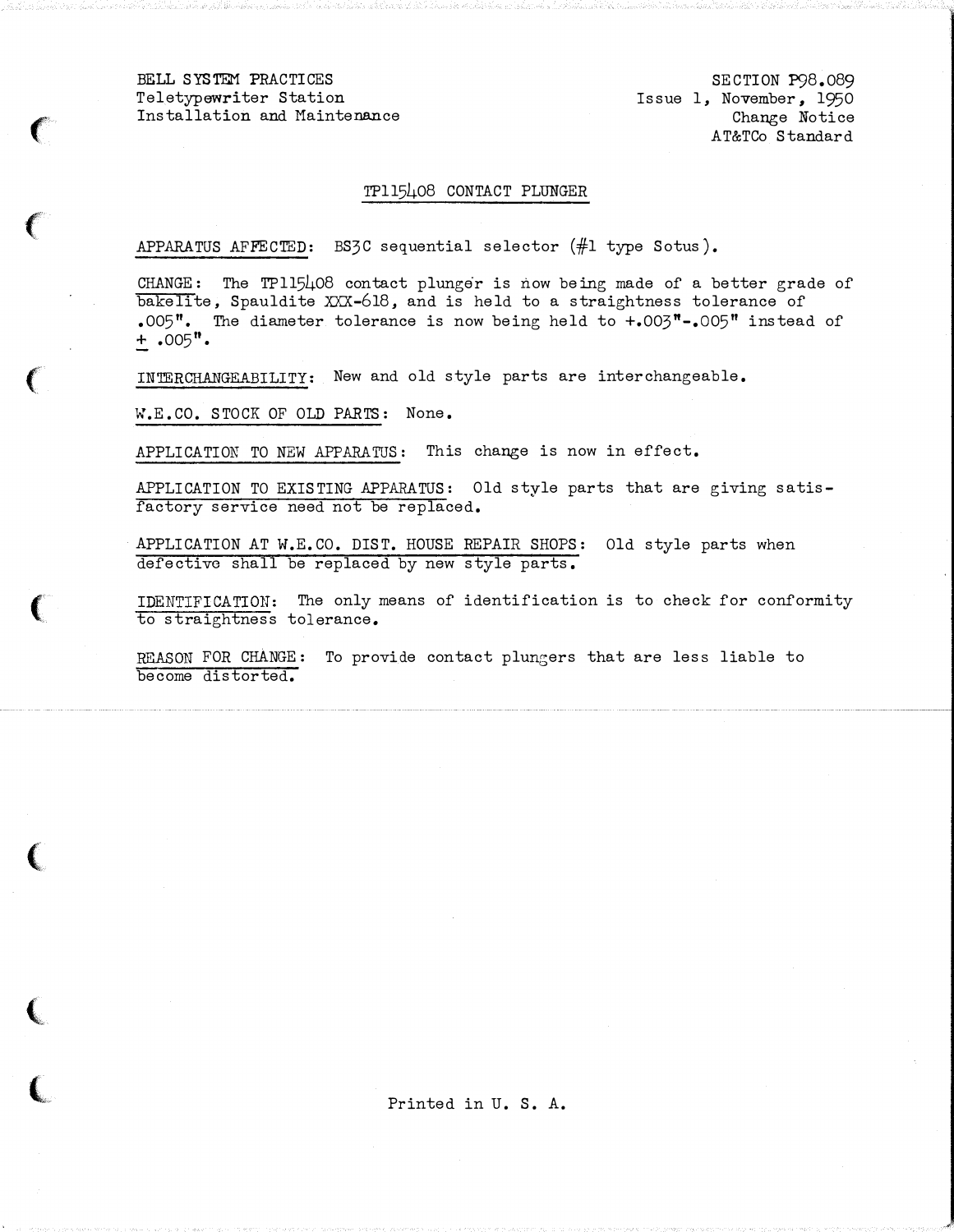BELL SYSTEM PRACTICES
Teletypewriter Station
Installation and Maintenance

SECTION P98.089
Issue 1, November, 1950
Change Notice
AT&TCo Standard

## TP115408 CONTACT PLUNGER

APPARATUS AFFECTED: BS3C sequential selector (#1 type Sotus).

CHANGE: The TP115408 contact plunger is now being made of a better grade of bakelite, Spauldite XXX-618, and is held to a straightness tolerance of .005". The diameter tolerance is now being held to +.003"-.005" instead of ± .005".

INTERCHANGEABILITY: New and old style parts are interchangeable.

W.E.CO. STOCK OF OLD PARTS: None.

APPLICATION TO NEW APPARATUS: This change is now in effect.

APPLICATION TO EXISTING APPARATUS: Old style parts that are giving satisfactory service need not be replaced.

APPLICATION AT W.E.CO. DIST. HOUSE REPAIR SHOPS: Old style parts when defective shall be replaced by new style parts.

IDENTIFICATION: The only means of identification is to check for conformity to straightness tolerance.

REASON FOR CHANGE: To provide contact plungers that are less liable to become distorted.

Printed in U. S. A.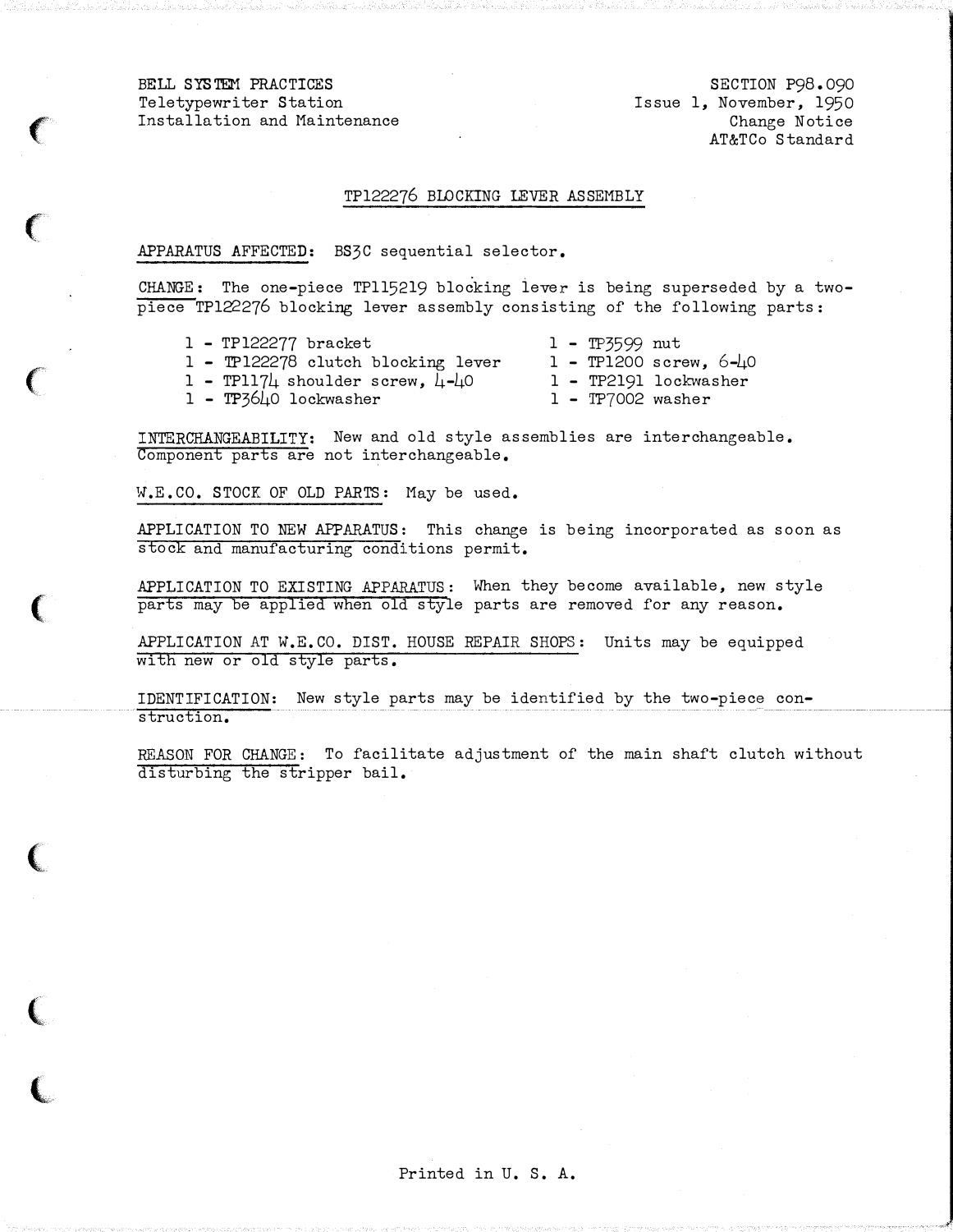BELL SYSTEM PRACTICES
Teletypewriter Station
Installation and Maintenance

SECTION P98.090
Issue 1, November, 1950
Change Notice
AT&TCo Standard

## TP122276 BLOCKING LEVER ASSEMBLY

APPARATUS AFFECTED: BS3C sequential selector.

CHANGE: The one-piece TP115219 blocking lever is being superseded by a two-piece TP122276 blocking lever assembly consisting of the following parts:

- 1 - TP122277 bracket
- 1 - TP122278 clutch blocking lever
- 1 - TP1174 shoulder screw, 4-40
- 1 - TP3640 lockwasher
- 1 - TP3599 nut
- 1 - TP1200 screw, 6-40
- 1 - TP2191 lockwasher
- 1 - TP7002 washer

INTERCHANGEABILITY: New and old style assemblies are interchangeable. Component parts are not interchangeable.

W.E.CO. STOCK OF OLD PARTS: May be used.

APPLICATION TO NEW APPARATUS: This change is being incorporated as soon as stock and manufacturing conditions permit.

APPLICATION TO EXISTING APPARATUS: When they become available, new style parts may be applied when old style parts are removed for any reason.

APPLICATION AT W.E.CO. DIST. HOUSE REPAIR SHOPS: Units may be equipped with new or old style parts.

IDENTIFICATION: New style parts may be identified by the two-piece construction.

REASON FOR CHANGE: To facilitate adjustment of the main shaft clutch without disturbing the stripper bail.

Printed in U. S. A.